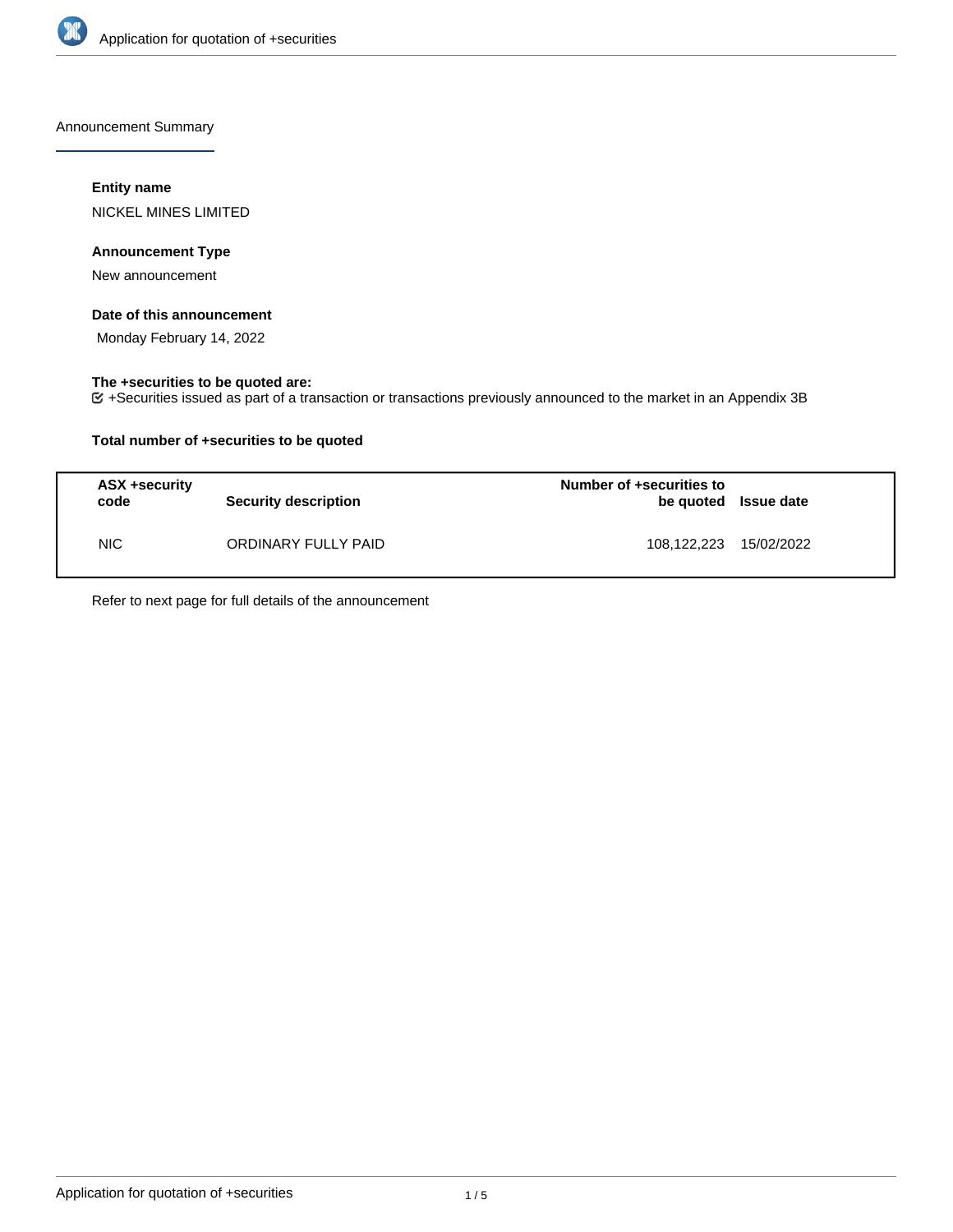Announcement Summary

**Entity name**

NICKEL MINES LIMITED

**Announcement Type**

New announcement

**Date of this announcement**

Monday February 14, 2022

**The +securities to be quoted are:**

+Securities issued as part of a transaction or transactions previously announced to the market in an Appendix 3B

**Total number of +securities to be quoted**

| ASX +security code | Security description | Number of +securities to be quoted | Issue date |
|---|---|---|---|
| NIC | ORDINARY FULLY PAID | 108,122,223 | 15/02/2022 |

Refer to next page for full details of the announcement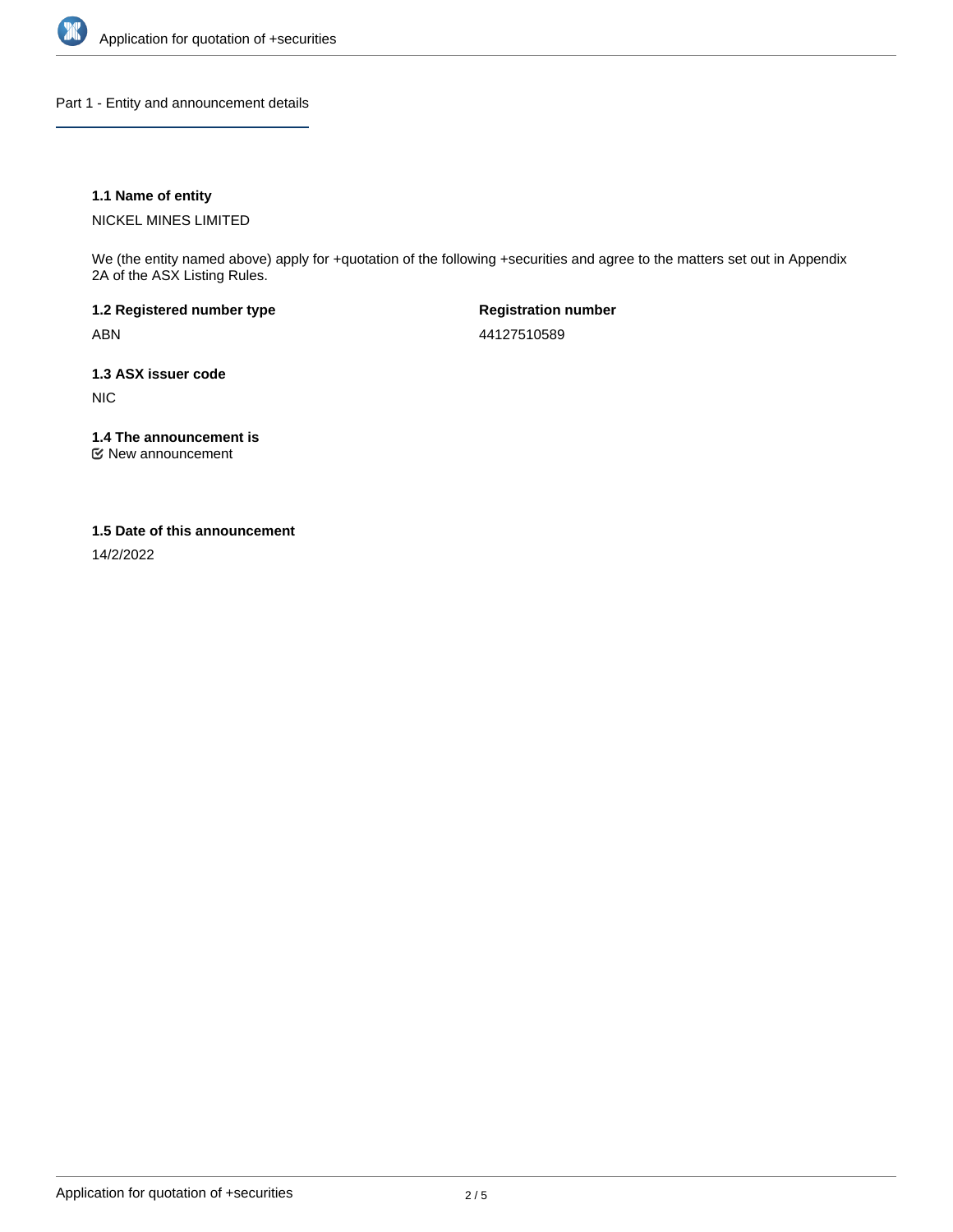## Part 1 - Entity and announcement details

**1.1 Name of entity**

NICKEL MINES LIMITED

We (the entity named above) apply for +quotation of the following +securities and agree to the matters set out in Appendix 2A of the ASX Listing Rules.

**1.2 Registered number type**

ABN

**Registration number**

44127510589

**1.3 ASX issuer code**

NIC

**1.4 The announcement is**

☑ New announcement

**1.5 Date of this announcement**

14/2/2022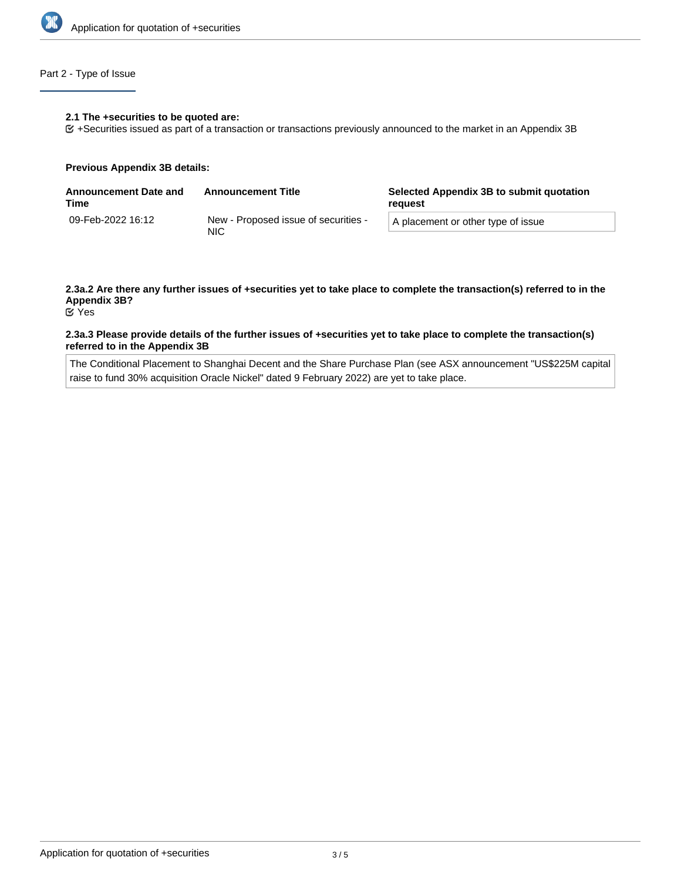## Part 2 - Type of Issue

**2.1 The +securities to be quoted are:**

☑ +Securities issued as part of a transaction or transactions previously announced to the market in an Appendix 3B

**Previous Appendix 3B details:**

| Announcement Date and Time | Announcement Title | Selected Appendix 3B to submit quotation request |
|---|---|---|
| 09-Feb-2022 16:12 | New - Proposed issue of securities - NIC | A placement or other type of issue |

**2.3a.2 Are there any further issues of +securities yet to take place to complete the transaction(s) referred to in the Appendix 3B?**

☑ Yes

**2.3a.3 Please provide details of the further issues of +securities yet to take place to complete the transaction(s) referred to in the Appendix 3B**

The Conditional Placement to Shanghai Decent and the Share Purchase Plan (see ASX announcement "US$225M capital raise to fund 30% acquisition Oracle Nickel" dated 9 February 2022) are yet to take place.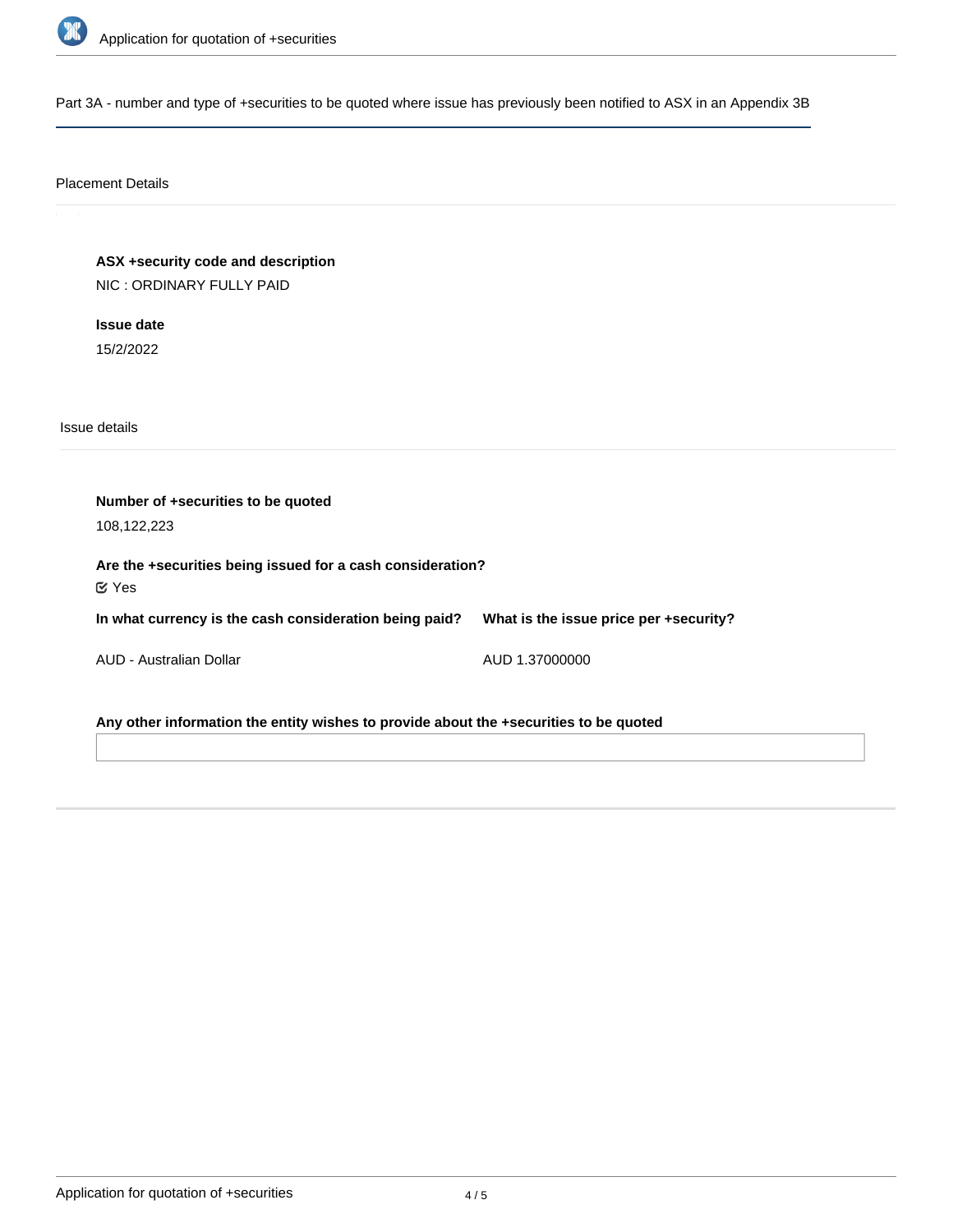## Part 3A - number and type of +securities to be quoted where issue has previously been notified to ASX in an Appendix 3B

### Placement Details

**ASX +security code and description**

NIC : ORDINARY FULLY PAID

**Issue date**

15/2/2022

### Issue details

**Number of +securities to be quoted**

108,122,223

**Are the +securities being issued for a cash consideration?**

☑ Yes

| In what currency is the cash consideration being paid? | What is the issue price per +security? |
|---|---|
| AUD - Australian Dollar | AUD 1.37000000 |

**Any other information the entity wishes to provide about the +securities to be quoted**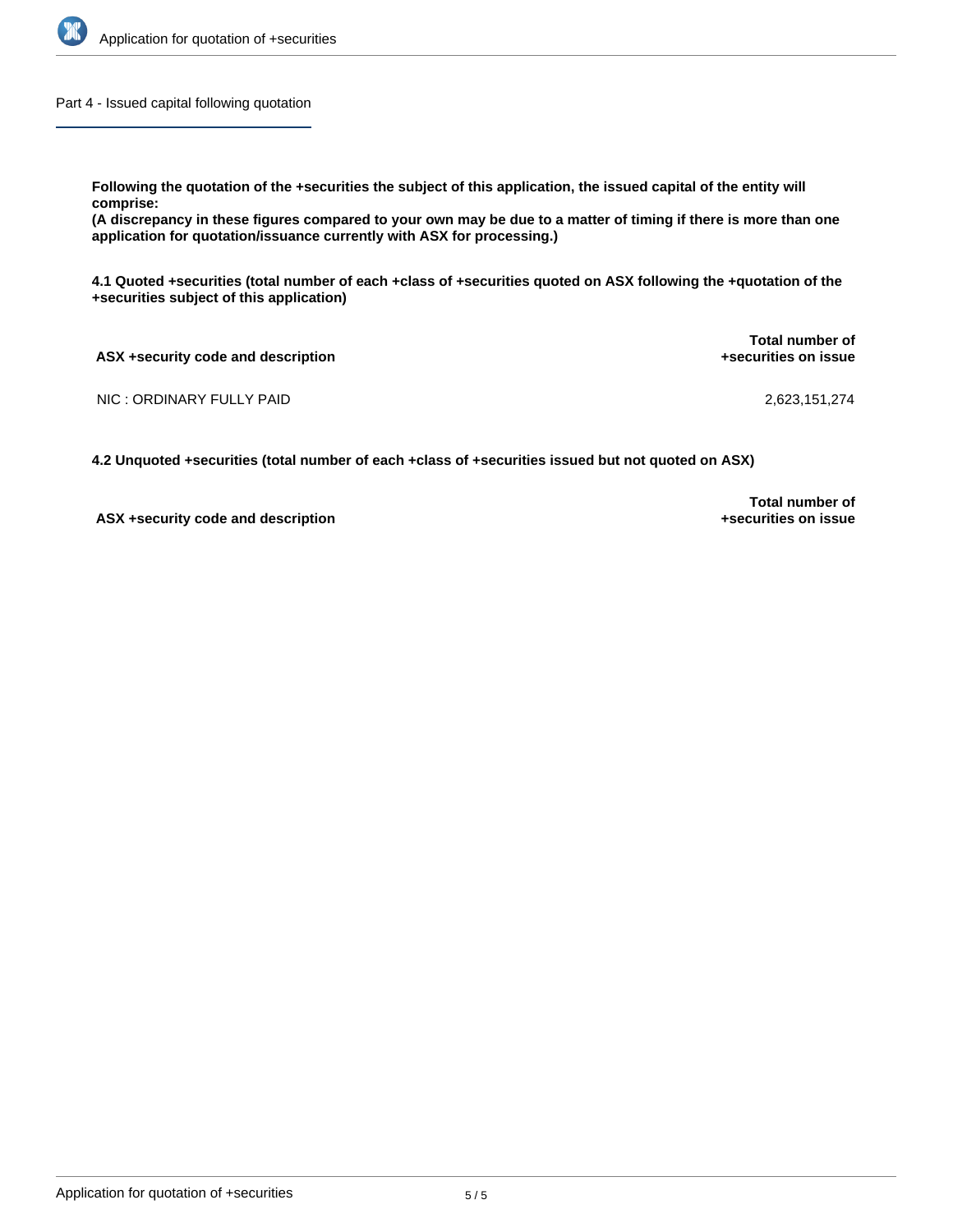## Part 4 - Issued capital following quotation

**Following the quotation of the +securities the subject of this application, the issued capital of the entity will comprise:**
**(A discrepancy in these figures compared to your own may be due to a matter of timing if there is more than one application for quotation/issuance currently with ASX for processing.)**

**4.1 Quoted +securities (total number of each +class of +securities quoted on ASX following the +quotation of the +securities subject of this application)**

| ASX +security code and description | Total number of +securities on issue |
| --- | --- |
| NIC : ORDINARY FULLY PAID | 2,623,151,274 |

**4.2 Unquoted +securities (total number of each +class of +securities issued but not quoted on ASX)**

| ASX +security code and description | Total number of +securities on issue |
| --- | --- |